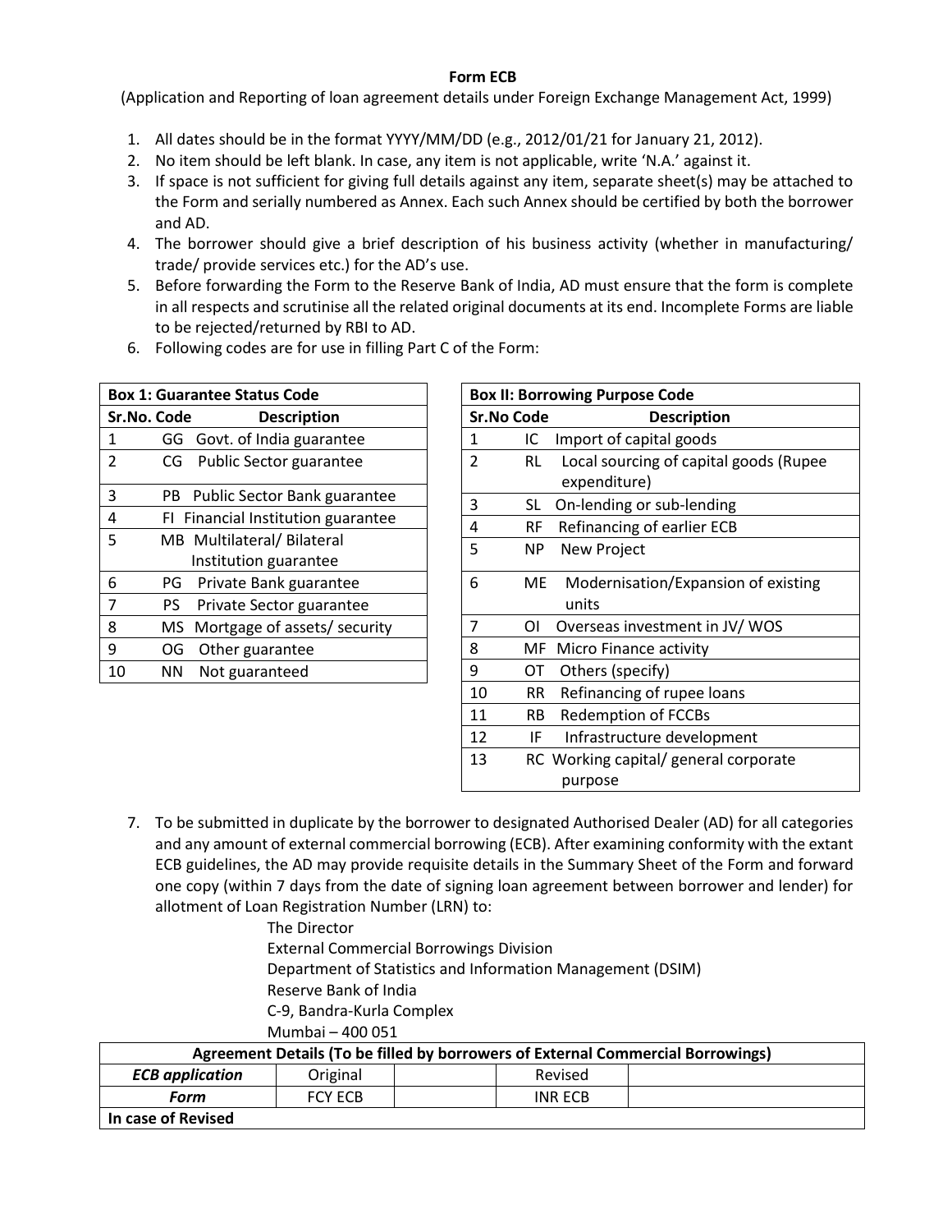**Form ECB**

(Application and Reporting of loan agreement details under Foreign Exchange Management Act, 1999)

1. All dates should be in the format YYYY/MM/DD (e.g., 2012/01/21 for January 21, 2012).
2. No item should be left blank. In case, any item is not applicable, write 'N.A.' against it.
3. If space is not sufficient for giving full details against any item, separate sheet(s) may be attached to the Form and serially numbered as Annex. Each such Annex should be certified by both the borrower and AD.
4. The borrower should give a brief description of his business activity (whether in manufacturing/ trade/ provide services etc.) for the AD's use.
5. Before forwarding the Form to the Reserve Bank of India, AD must ensure that the form is complete in all respects and scrutinise all the related original documents at its end. Incomplete Forms are liable to be rejected/returned by RBI to AD.
6. Following codes are for use in filling Part C of the Form:

**Box 1: Guarantee Status Code**

| Sr.No. | Code | Description |
|---|---|---|
| 1 | GG | Govt. of India guarantee |
| 2 | CG | Public Sector guarantee |
| 3 | PB | Public Sector Bank guarantee |
| 4 | FI | Financial Institution guarantee |
| 5 | MB | Multilateral/ Bilateral Institution guarantee |
| 6 | PG | Private Bank guarantee |
| 7 | PS | Private Sector guarantee |
| 8 | MS | Mortgage of assets/ security |
| 9 | OG | Other guarantee |
| 10 | NN | Not guaranteed |

**Box II: Borrowing Purpose Code**

| Sr.No | Code | Description |
|---|---|---|
| 1 | IC | Import of capital goods |
| 2 | RL | Local sourcing of capital goods (Rupee expenditure) |
| 3 | SL | On-lending or sub-lending |
| 4 | RF | Refinancing of earlier ECB |
| 5 | NP | New Project |
| 6 | ME | Modernisation/Expansion of existing units |
| 7 | OI | Overseas investment in JV/ WOS |
| 8 | MF | Micro Finance activity |
| 9 | OT | Others (specify) |
| 10 | RR | Refinancing of rupee loans |
| 11 | RB | Redemption of FCCBs |
| 12 | IF | Infrastructure development |
| 13 | RC | Working capital/ general corporate purpose |

7. To be submitted in duplicate by the borrower to designated Authorised Dealer (AD) for all categories and any amount of external commercial borrowing (ECB). After examining conformity with the extant ECB guidelines, the AD may provide requisite details in the Summary Sheet of the Form and forward one copy (within 7 days from the date of signing loan agreement between borrower and lender) for allotment of Loan Registration Number (LRN) to:

   The Director
   External Commercial Borrowings Division
   Department of Statistics and Information Management (DSIM)
   Reserve Bank of India
   C-9, Bandra-Kurla Complex
   Mumbai – 400 051

| Agreement Details (To be filled by borrowers of External Commercial Borrowings) | | | | |
|---|---|---|---|---|
| ***ECB application*** | Original | | Revised | |
| ***Form*** | FCY ECB | | INR ECB | |
| **In case of Revised** | | | | |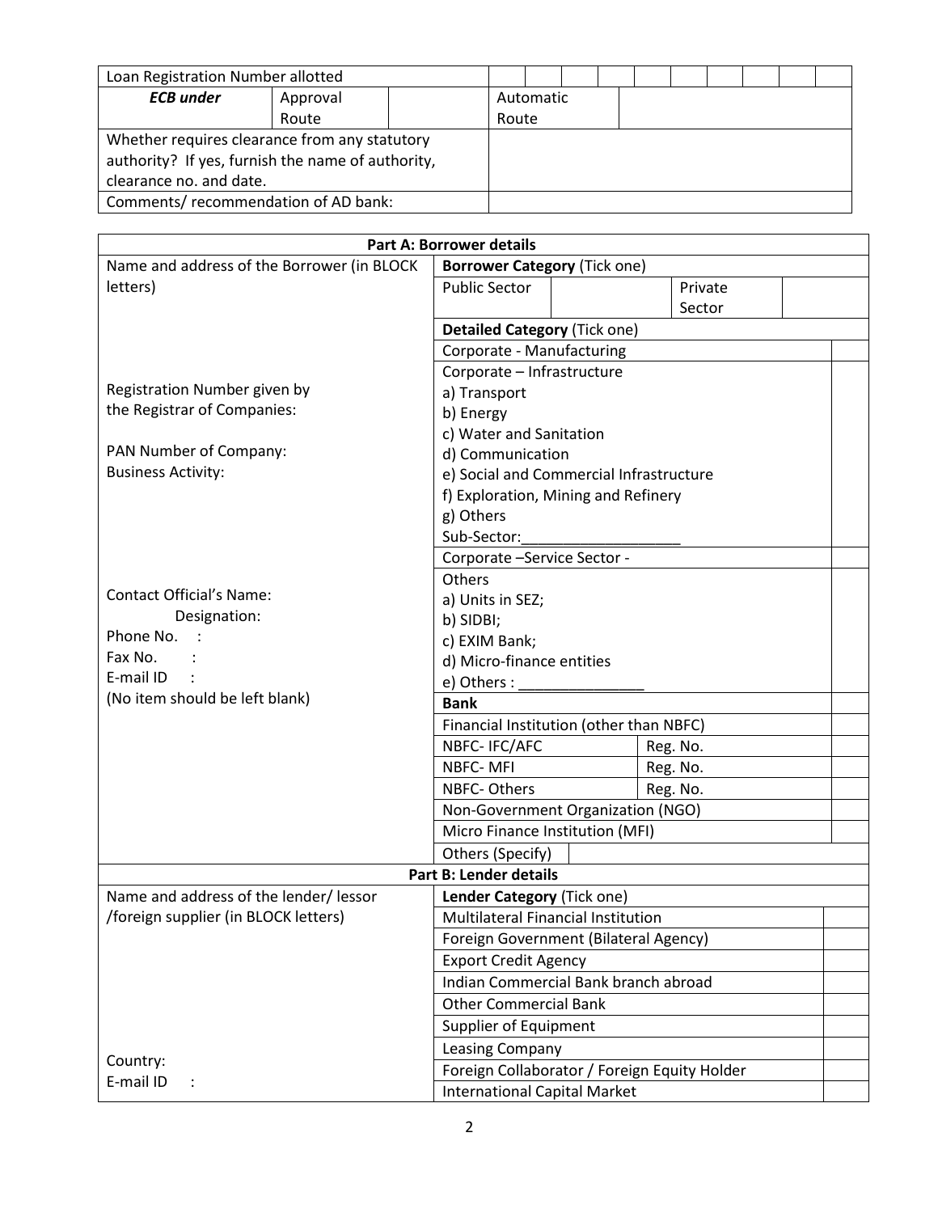| | | | | | | | | | | |
|---|---|---|---|---|---|---|---|---|---|---|
| Loan Registration Number allotted | | | | | | | | | | |
| ***ECB under*** | Approval Route | | Automatic Route | | | | | | | |
| Whether requires clearance from any statutory authority? If yes, furnish the name of authority, clearance no. and date. | | | | | | | | | | |
| Comments/ recommendation of AD bank: | | | | | | | | | | |

| **Part A: Borrower details** | | | | |
|---|---|---|---|---|
| Name and address of the Borrower (in BLOCK letters) | **Borrower Category** (Tick one) | | | |
| | Public Sector | | Private Sector | |
| | **Detailed Category** (Tick one) | | | |
| | Corporate - Manufacturing | | | |
| Registration Number given by the Registrar of Companies:<br><br>PAN Number of Company:<br>Business Activity: | Corporate – Infrastructure<br>a) Transport<br>b) Energy<br>c) Water and Sanitation<br>d) Communication<br>e) Social and Commercial Infrastructure<br>f) Exploration, Mining and Refinery<br>g) Others<br>Sub-Sector:___________________ | | | |
| | Corporate –Service Sector - | | | |
| Contact Official's Name:<br>Designation:<br>Phone No. :<br>Fax No. :<br>E-mail ID :<br>(No item should be left blank) | Others<br>a) Units in SEZ;<br>b) SIDBI;<br>c) EXIM Bank;<br>d) Micro-finance entities<br>e) Others : _______________ | | | |
| | **Bank** | | | |
| | Financial Institution (other than NBFC) | | | |
| | NBFC- IFC/AFC | Reg. No. | | |
| | NBFC- MFI | Reg. No. | | |
| | NBFC- Others | Reg. No. | | |
| | Non-Government Organization (NGO) | | | |
| | Micro Finance Institution (MFI) | | | |
| | Others (Specify) | | | |

| **Part B: Lender details** | | |
|---|---|---|
| Name and address of the lender/ lessor /foreign supplier (in BLOCK letters) | **Lender Category** (Tick one) | |
| | Multilateral Financial Institution | |
| | Foreign Government (Bilateral Agency) | |
| | Export Credit Agency | |
| | Indian Commercial Bank branch abroad | |
| | Other Commercial Bank | |
| | Supplier of Equipment | |
| | Leasing Company | |
| Country:<br>E-mail ID : | Foreign Collaborator / Foreign Equity Holder | |
| | International Capital Market | |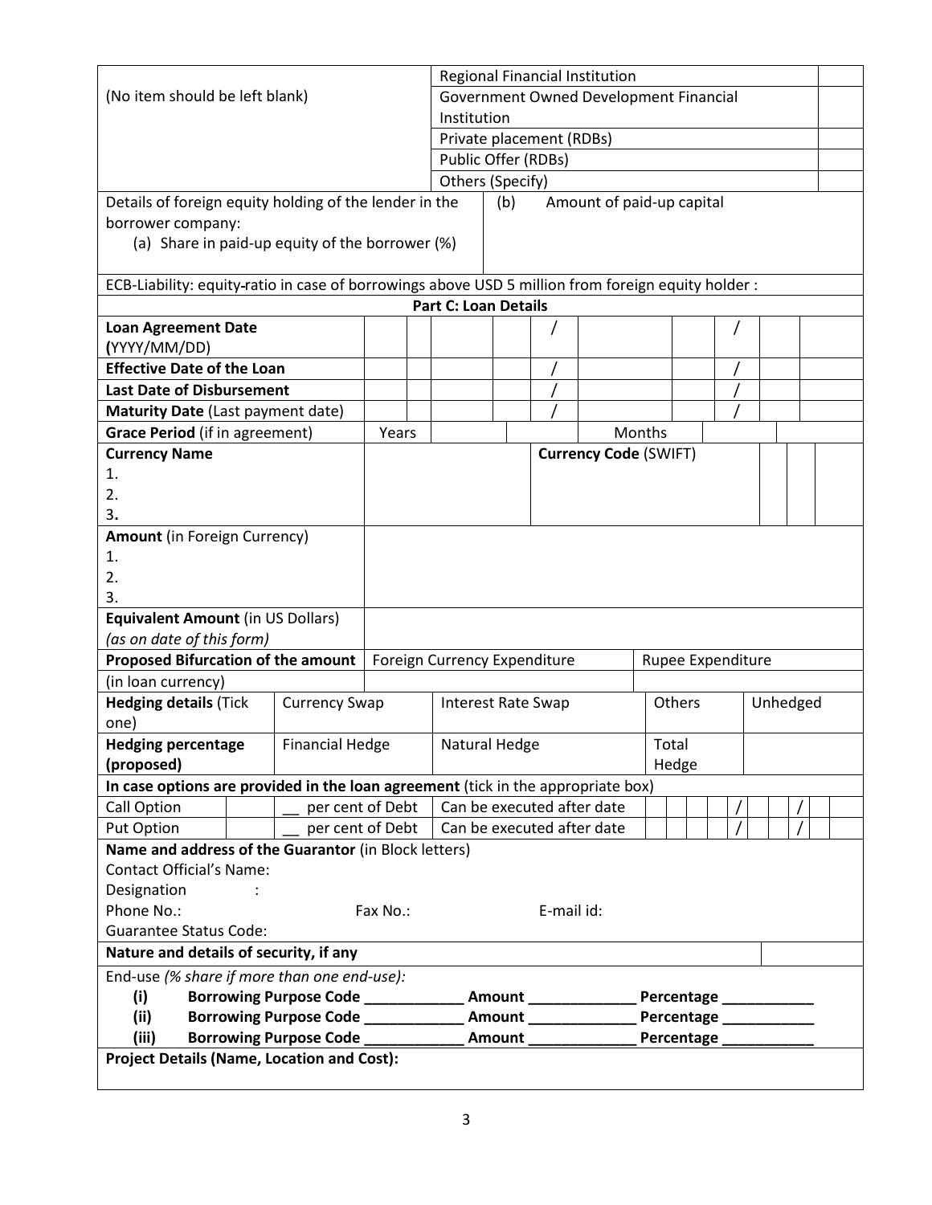| | | |
|---|---|---|
| (No item should be left blank) | Regional Financial Institution | |
| | Government Owned Development Financial Institution | |
| | Private placement (RDBs) | |
| | Public Offer (RDBs) | |
| | Others (Specify) | |

| | |
|---|---|
| Details of foreign equity holding of the lender in the borrower company:<br>(a) Share in paid-up equity of the borrower (%) | (b) Amount of paid-up capital |

ECB-Liability: equity-ratio in case of borrowings above USD 5 million from foreign equity holder :

## Part C: Loan Details

| | | | |
|---|---|---|---|
| **Loan Agreement Date (**YYYY/MM/DD) | | / | / |
| **Effective Date of the Loan** | | / | / |
| **Last Date of Disbursement** | | / | / |
| **Maturity Date** (Last payment date) | | / | / |
| **Grace Period** (if in agreement) | Years | | Months |

| | | | |
|---|---|---|---|
| **Currency Name**<br>1.<br>2.<br>3. | | **Currency Code** (SWIFT) | |
| **Amount** (in Foreign Currency)<br>1.<br>2.<br>3. | | | |
| **Equivalent Amount** (in US Dollars)<br>*(as on date of this form)* | | | |
| **Proposed Bifurcation of the amount** (in loan currency) | Foreign Currency Expenditure | Rupee Expenditure | |

| | | | | |
|---|---|---|---|---|
| **Hedging details** (Tick one) | Currency Swap | Interest Rate Swap | Others | Unhedged |
| **Hedging percentage (proposed)** | Financial Hedge | Natural Hedge | Total Hedge | |

**In case options are provided in the loan agreement** (tick in the appropriate box)

| | | | | |
|---|---|---|---|---|
| Call Option | | __ per cent of Debt | Can be executed after date | / / |
| Put Option | | __ per cent of Debt | Can be executed after date | / / |

**Name and address of the Guarantor** (in Block letters)
Contact Official's Name:
Designation :
Phone No.: Fax No.: E-mail id:
Guarantee Status Code:

**Nature and details of security, if any**

End-use *(% share if more than one end-use):*

(i) **Borrowing Purpose Code** ____________ **Amount** _____________ **Percentage** ___________
(ii) **Borrowing Purpose Code** ____________ **Amount** _____________ **Percentage** ___________
(iii) **Borrowing Purpose Code** ____________ **Amount** _____________ **Percentage** ___________

**Project Details (Name, Location and Cost):**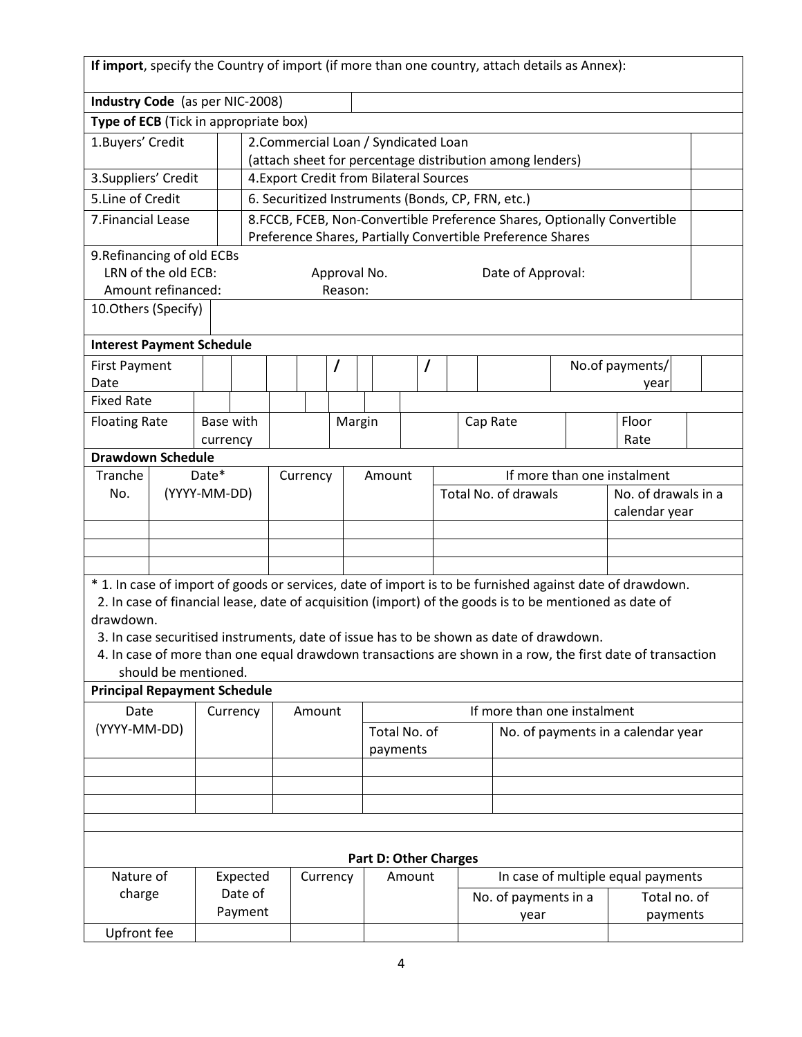**If import**, specify the Country of import (if more than one country, attach details as Annex):

| **Industry Code** (as per NIC-2008) | |
|---|---|

**Type of ECB** (Tick in appropriate box)

| | | | |
|---|---|---|---|
| 1.Buyers' Credit | | 2.Commercial Loan / Syndicated Loan (attach sheet for percentage distribution among lenders) | |
| 3.Suppliers' Credit | | 4.Export Credit from Bilateral Sources | |
| 5.Line of Credit | | 6. Securitized Instruments (Bonds, CP, FRN, etc.) | |
| 7.Financial Lease | | 8.FCCB, FCEB, Non-Convertible Preference Shares, Optionally Convertible Preference Shares, Partially Convertible Preference Shares | |

9.Refinancing of old ECBs
LRN of the old ECB: Approval No. Date of Approval:
Amount refinanced: Reason:

| 10.Others (Specify) | |
|---|---|

**Interest Payment Schedule**

| | | | | | | | | | | | |
|---|---|---|---|---|---|---|---|---|---|---|---|
| First Payment Date | | | / | | | / | | | No.of payments/ year | | |
| Fixed Rate | | | | | | | | | | | |
| Floating Rate | Base with currency | | Margin | | | Cap Rate | | | Floor Rate | | |

**Drawdown Schedule**

| Tranche No. | Date* (YYYY-MM-DD) | Currency | Amount | If more than one instalment | |
|---|---|---|---|---|---|
| | | | | Total No. of drawals | No. of drawals in a calendar year |
| | | | | | |
| | | | | | |
| | | | | | |

\* 1. In case of import of goods or services, date of import is to be furnished against date of drawdown.
2. In case of financial lease, date of acquisition (import) of the goods is to be mentioned as date of drawdown.
3. In case securitised instruments, date of issue has to be shown as date of drawdown.
4. In case of more than one equal drawdown transactions are shown in a row, the first date of transaction should be mentioned.

**Principal Repayment Schedule**

| Date (YYYY-MM-DD) | Currency | Amount | If more than one instalment | |
|---|---|---|---|---|
| | | | Total No. of payments | No. of payments in a calendar year |
| | | | | |
| | | | | |
| | | | | |

**Part D: Other Charges**

| Nature of charge | Expected Date of Payment | Currency | Amount | In case of multiple equal payments | |
|---|---|---|---|---|---|
| | | | | No. of payments in a year | Total no. of payments |
| Upfront fee | | | | | |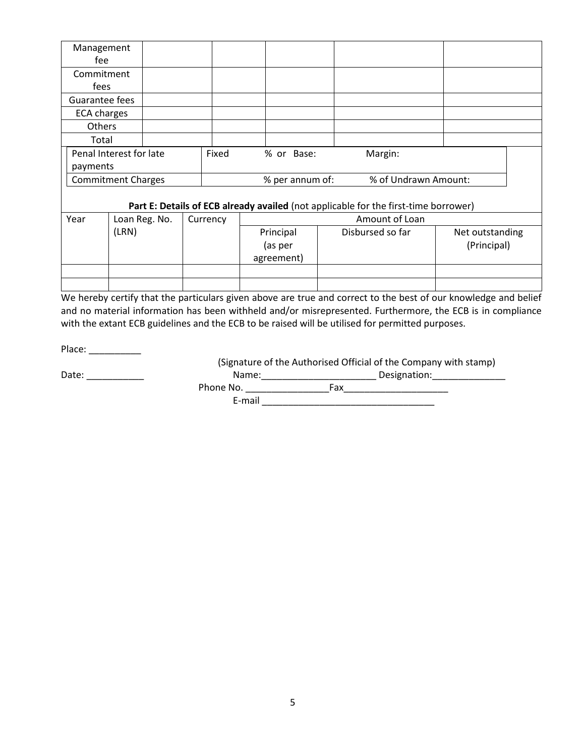| | | | | | |
|---|---|---|---|---|---|
| Management fee | | | | | |
| Commitment fees | | | | | |
| Guarantee fees | | | | | |
| ECA charges | | | | | |
| Others | | | | | |
| Total | | | | | |

| | | | |
|---|---|---|---|
| Penal Interest for late payments | Fixed | % or Base: | Margin: |
| Commitment Charges | | % per annum of: | % of Undrawn Amount: |

**Part E: Details of ECB already availed** (not applicable for the first-time borrower)

| Year | Loan Reg. No. (LRN) | Currency | Amount of Loan | | |
|---|---|---|---|---|---|
| | | | Principal (as per agreement) | Disbursed so far | Net outstanding (Principal) |
| | | | | | |
| | | | | | |

We hereby certify that the particulars given above are true and correct to the best of our knowledge and belief and no material information has been withheld and/or misrepresented. Furthermore, the ECB is in compliance with the extant ECB guidelines and the ECB to be raised will be utilised for permitted purposes.

Place: __________

Date: ___________

(Signature of the Authorised Official of the Company with stamp)

Name:______________________ Designation:______________

Phone No. ________________Fax____________________

E-mail __________________________________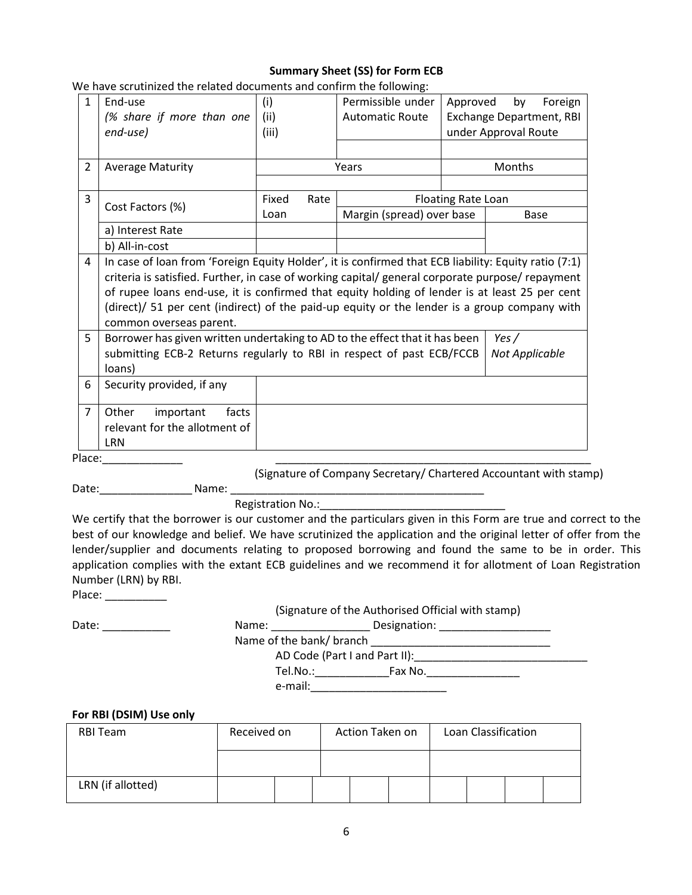### Summary Sheet (SS) for Form ECB

We have scrutinized the related documents and confirm the following:

| | | | | | |
|---|---|---|---|---|---|
| 1 | End-use *(% share if more than one end-use)* | (i)<br>(ii)<br>(iii) | Permissible under Automatic Route | Approved by Foreign Exchange Department, RBI under Approval Route | |
| | | | | | |
| 2 | Average Maturity | Years | | Months | |
| | | | | | |
| 3 | Cost Factors (%) | Fixed Rate Loan | Floating Rate Loan | | |
| | | | Margin (spread) over base | | Base |
| | a) Interest Rate | | | | |
| | b) All-in-cost | | | | |
| 4 | In case of loan from 'Foreign Equity Holder', it is confirmed that ECB liability: Equity ratio (7:1) criteria is satisfied. Further, in case of working capital/ general corporate purpose/ repayment of rupee loans end-use, it is confirmed that equity holding of lender is at least 25 per cent (direct)/ 51 per cent (indirect) of the paid-up equity or the lender is a group company with common overseas parent. | | | | |
| 5 | Borrower has given written undertaking to AD to the effect that it has been submitting ECB-2 Returns regularly to RBI in respect of past ECB/FCCB loans) | | | *Yes / Not Applicable* | |
| 6 | Security provided, if any | | | | |
| 7 | Other important facts relevant for the allotment of LRN | | | | |

Place:_____________ _____________________________________________________

(Signature of Company Secretary/ Chartered Accountant with stamp)

Date:_______________ Name: __________________________________________

Registration No.:_______________________________

We certify that the borrower is our customer and the particulars given in this Form are true and correct to the best of our knowledge and belief. We have scrutinized the application and the original letter of offer from the lender/supplier and documents relating to proposed borrowing and found the same to be in order. This application complies with the extant ECB guidelines and we recommend it for allotment of Loan Registration Number (LRN) by RBI.

Place: __________

(Signature of the Authorised Official with stamp)

Date: ___________ Name: ________________ Designation: __________________

Name of the bank/ branch _____________________________

AD Code (Part I and Part II):____________________________

Tel.No.:____________Fax No._______________

e-mail:______________________

**For RBI (DSIM) Use only**

| RBI Team | Received on | | Action Taken on | | | Loan Classification | | | |
|---|---|---|---|---|---|---|---|---|---|
| | | | | | | | | | |
| LRN (if allotted) | | | | | | | | | |